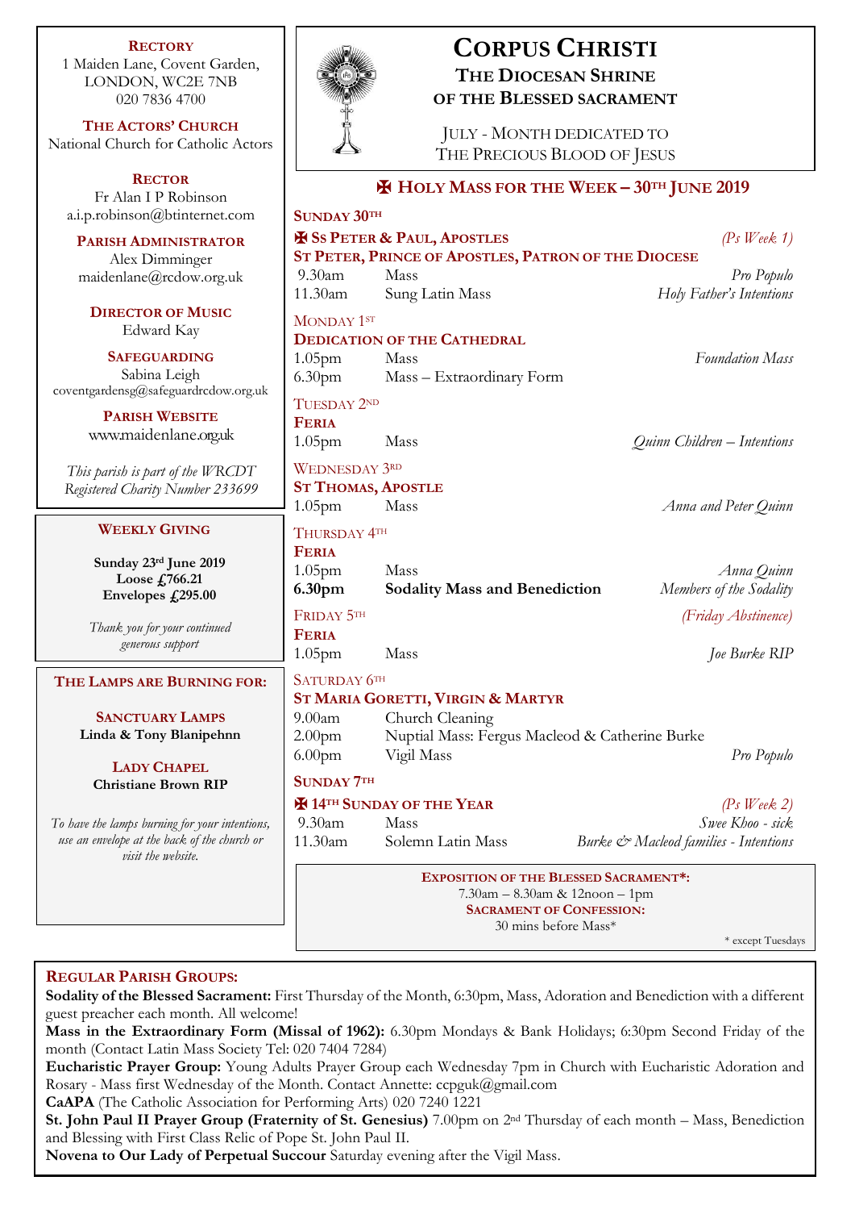# Corpus Christi

## The Diocesan Shrine of the Blessed Sacrament

July - Month dedicated to The Precious Blood of Jesus

**Rectory**
1 Maiden Lane, Covent Garden,
LONDON, WC2E 7NB
020 7836 4700

**The Actors' Church**
National Church for Catholic Actors

**Rector**
Fr Alan I P Robinson
a.i.p.robinson@btinternet.com

**Parish Administrator**
Alex Dimminger
maidenlane@rcdow.org.uk

**Director of Music**
Edward Kay

**Safeguarding**
Sabina Leigh
coventgardensg@safeguardrcdow.org.uk

**Parish Website**
www.maidenlane.org.uk

*This parish is part of the WRCDT Registered Charity Number 233699*

### Weekly Giving

**Sunday 23rd June 2019**
**Loose £766.21**
**Envelopes £295.00**

*Thank you for your continued generous support*

### The Lamps are Burning for:

**Sanctuary Lamps**
**Linda & Tony Blanipehnn**

**Lady Chapel**
**Christiane Brown RIP**

*To have the lamps burning for your intentions, use an envelope at the back of the church or visit the website.*

## ✠ Holy Mass for the Week – 30th June 2019

**Sunday 30th**

**✠ Ss Peter & Paul, Apostles** *(Ps Week 1)*
**St Peter, Prince of Apostles, Patron of the Diocese**

| | | |
|---|---|---|
| 9.30am | Mass | *Pro Populo* |
| 11.30am | Sung Latin Mass | *Holy Father's Intentions* |

**Monday 1st**
**Dedication of the Cathedral**

| | | |
|---|---|---|
| 1.05pm | Mass | *Foundation Mass* |
| 6.30pm | Mass – Extraordinary Form | |

**Tuesday 2nd**
**Feria**

| | | |
|---|---|---|
| 1.05pm | Mass | *Quinn Children – Intentions* |

**Wednesday 3rd**
**St Thomas, Apostle**

| | | |
|---|---|---|
| 1.05pm | Mass | *Anna and Peter Quinn* |

**Thursday 4th**
**Feria**

| | | |
|---|---|---|
| 1.05pm | Mass | *Anna Quinn* |
| **6.30pm** | **Sodality Mass and Benediction** | *Members of the Sodality* |

**Friday 5th** *(Friday Abstinence)*
**Feria**

| | | |
|---|---|---|
| 1.05pm | Mass | *Joe Burke RIP* |

**Saturday 6th**
**St Maria Goretti, Virgin & Martyr**

| | | |
|---|---|---|
| 9.00am | Church Cleaning | |
| 2.00pm | Nuptial Mass: Fergus Macleod & Catherine Burke | |
| 6.00pm | Vigil Mass | *Pro Populo* |

**Sunday 7th**

**✠ 14th Sunday of the Year** *(Ps Week 2)*

| | | |
|---|---|---|
| 9.30am | Mass | *Swee Khoo - sick* |
| 11.30am | Solemn Latin Mass | *Burke & Macleod families - Intentions* |

**Exposition of the Blessed Sacrament\*:**
7.30am – 8.30am & 12noon – 1pm
**Sacrament of Confession:**
30 mins before Mass*

\* except Tuesdays

### Regular Parish Groups:

**Sodality of the Blessed Sacrament:** First Thursday of the Month, 6:30pm, Mass, Adoration and Benediction with a different guest preacher each month. All welcome!

**Mass in the Extraordinary Form (Missal of 1962):** 6.30pm Mondays & Bank Holidays; 6:30pm Second Friday of the month (Contact Latin Mass Society Tel: 020 7404 7284)

**Eucharistic Prayer Group:** Young Adults Prayer Group each Wednesday 7pm in Church with Eucharistic Adoration and Rosary - Mass first Wednesday of the Month. Contact Annette: ccpguk@gmail.com

**CaAPA** (The Catholic Association for Performing Arts) 020 7240 1221

**St. John Paul II Prayer Group (Fraternity of St. Genesius)** 7.00pm on 2nd Thursday of each month – Mass, Benediction and Blessing with First Class Relic of Pope St. John Paul II.

**Novena to Our Lady of Perpetual Succour** Saturday evening after the Vigil Mass.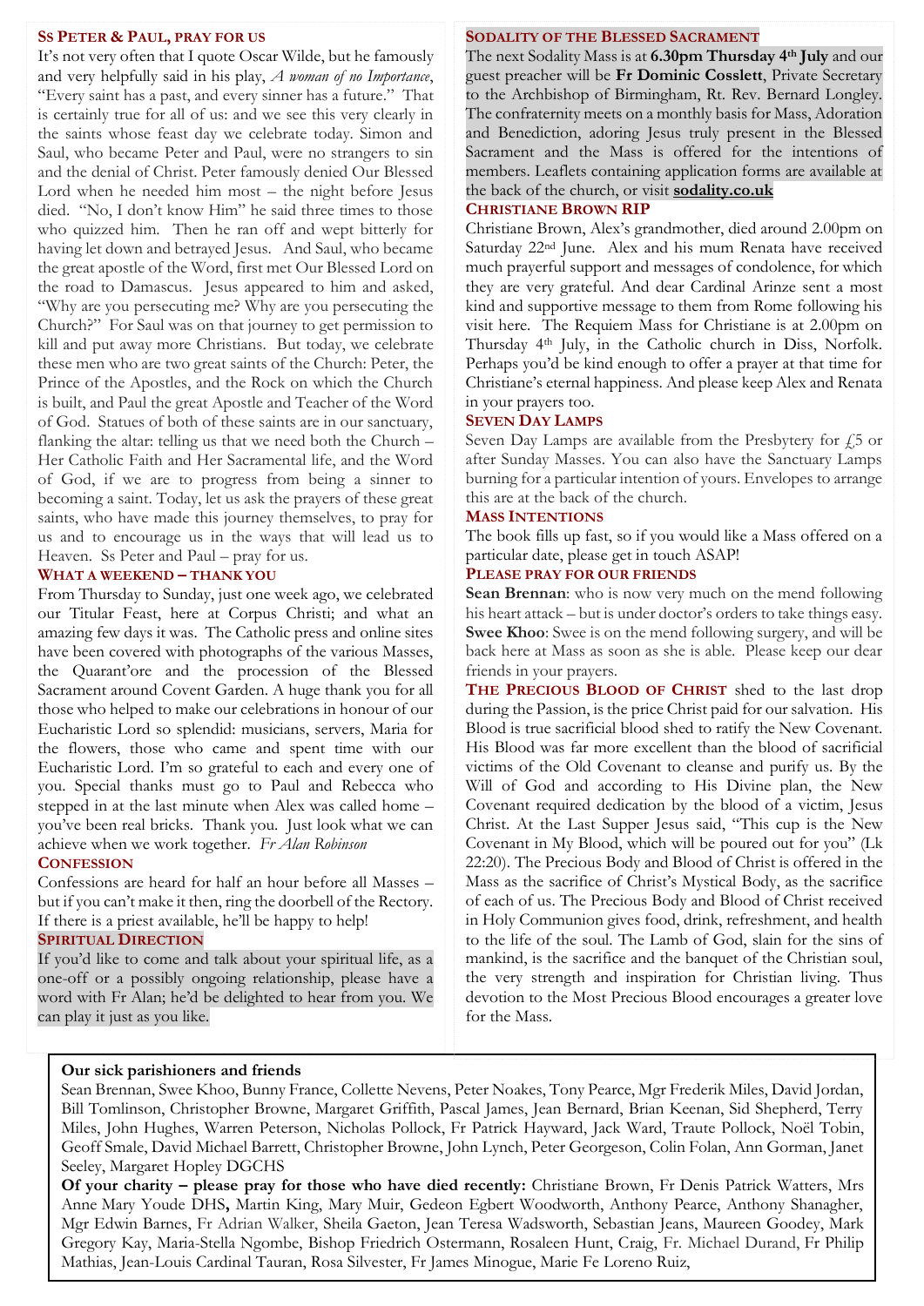## Ss Peter & Paul, pray for us

It's not very often that I quote Oscar Wilde, but he famously and very helpfully said in his play, *A woman of no Importance*, "Every saint has a past, and every sinner has a future." That is certainly true for all of us: and we see this very clearly in the saints whose feast day we celebrate today. Simon and Saul, who became Peter and Paul, were no strangers to sin and the denial of Christ. Peter famously denied Our Blessed Lord when he needed him most – the night before Jesus died. "No, I don't know Him" he said three times to those who quizzed him. Then he ran off and wept bitterly for having let down and betrayed Jesus. And Saul, who became the great apostle of the Word, first met Our Blessed Lord on the road to Damascus. Jesus appeared to him and asked, "Why are you persecuting me? Why are you persecuting the Church?" For Saul was on that journey to get permission to kill and put away more Christians. But today, we celebrate these men who are two great saints of the Church: Peter, the Prince of the Apostles, and the Rock on which the Church is built, and Paul the great Apostle and Teacher of the Word of God. Statues of both of these saints are in our sanctuary, flanking the altar: telling us that we need both the Church – Her Catholic Faith and Her Sacramental life, and the Word of God, if we are to progress from being a sinner to becoming a saint. Today, let us ask the prayers of these great saints, who have made this journey themselves, to pray for us and to encourage us in the ways that will lead us to Heaven. Ss Peter and Paul – pray for us.

## What a weekend – thank you

From Thursday to Sunday, just one week ago, we celebrated our Titular Feast, here at Corpus Christi; and what an amazing few days it was. The Catholic press and online sites have been covered with photographs of the various Masses, the Quarant'ore and the procession of the Blessed Sacrament around Covent Garden. A huge thank you for all those who helped to make our celebrations in honour of our Eucharistic Lord so splendid: musicians, servers, Maria for the flowers, those who came and spent time with our Eucharistic Lord. I'm so grateful to each and every one of you. Special thanks must go to Paul and Rebecca who stepped in at the last minute when Alex was called home – you've been real bricks. Thank you. Just look what we can achieve when we work together. *Fr Alan Robinson*

## Confession

Confessions are heard for half an hour before all Masses – but if you can't make it then, ring the doorbell of the Rectory. If there is a priest available, he'll be happy to help!

## Spiritual Direction

If you'd like to come and talk about your spiritual life, as a one-off or a possibly ongoing relationship, please have a word with Fr Alan; he'd be delighted to hear from you. We can play it just as you like.

## Sodality of the Blessed Sacrament

The next Sodality Mass is at **6.30pm Thursday 4th July** and our guest preacher will be **Fr Dominic Cosslett**, Private Secretary to the Archbishop of Birmingham, Rt. Rev. Bernard Longley. The confraternity meets on a monthly basis for Mass, Adoration and Benediction, adoring Jesus truly present in the Blessed Sacrament and the Mass is offered for the intentions of members. Leaflets containing application forms are available at the back of the church, or visit **sodality.co.uk**

## Christiane Brown RIP

Christiane Brown, Alex's grandmother, died around 2.00pm on Saturday 22nd June. Alex and his mum Renata have received much prayerful support and messages of condolence, for which they are very grateful. And dear Cardinal Arinze sent a most kind and supportive message to them from Rome following his visit here. The Requiem Mass for Christiane is at 2.00pm on Thursday 4th July, in the Catholic church in Diss, Norfolk. Perhaps you'd be kind enough to offer a prayer at that time for Christiane's eternal happiness. And please keep Alex and Renata in your prayers too.

## Seven Day Lamps

Seven Day Lamps are available from the Presbytery for £5 or after Sunday Masses. You can also have the Sanctuary Lamps burning for a particular intention of yours. Envelopes to arrange this are at the back of the church.

## Mass Intentions

The book fills up fast, so if you would like a Mass offered on a particular date, please get in touch ASAP!

## Please pray for our friends

**Sean Brennan**: who is now very much on the mend following his heart attack – but is under doctor's orders to take things easy. **Swee Khoo**: Swee is on the mend following surgery, and will be back here at Mass as soon as she is able. Please keep our dear friends in your prayers.

**The Precious Blood of Christ** shed to the last drop during the Passion, is the price Christ paid for our salvation. His Blood is true sacrificial blood shed to ratify the New Covenant. His Blood was far more excellent than the blood of sacrificial victims of the Old Covenant to cleanse and purify us. By the Will of God and according to His Divine plan, the New Covenant required dedication by the blood of a victim, Jesus Christ. At the Last Supper Jesus said, "This cup is the New Covenant in My Blood, which will be poured out for you" (Lk 22:20). The Precious Body and Blood of Christ is offered in the Mass as the sacrifice of Christ's Mystical Body, as the sacrifice of each of us. The Precious Body and Blood of Christ received in Holy Communion gives food, drink, refreshment, and health to the life of the soul. The Lamb of God, slain for the sins of mankind, is the sacrifice and the banquet of the Christian soul, the very strength and inspiration for Christian living. Thus devotion to the Most Precious Blood encourages a greater love for the Mass.

**Our sick parishioners and friends**

Sean Brennan, Swee Khoo, Bunny France, Collette Nevens, Peter Noakes, Tony Pearce, Mgr Frederik Miles, David Jordan, Bill Tomlinson, Christopher Browne, Margaret Griffith, Pascal James, Jean Bernard, Brian Keenan, Sid Shepherd, Terry Miles, John Hughes, Warren Peterson, Nicholas Pollock, Fr Patrick Hayward, Jack Ward, Traute Pollock, Noël Tobin, Geoff Smale, David Michael Barrett, Christopher Browne, John Lynch, Peter Georgeson, Colin Folan, Ann Gorman, Janet Seeley, Margaret Hopley DGCHS

**Of your charity – please pray for those who have died recently:** Christiane Brown, Fr Denis Patrick Watters, Mrs Anne Mary Youde DHS**,** Martin King, Mary Muir, Gedeon Egbert Woodworth, Anthony Pearce, Anthony Shanagher, Mgr Edwin Barnes, Fr Adrian Walker, Sheila Gaeton, Jean Teresa Wadsworth, Sebastian Jeans, Maureen Goodey, Mark Gregory Kay, Maria-Stella Ngombe, Bishop Friedrich Ostermann, Rosaleen Hunt, Craig, Fr. Michael Durand, Fr Philip Mathias, Jean-Louis Cardinal Tauran, Rosa Silvester, Fr James Minogue, Marie Fe Loreno Ruiz,